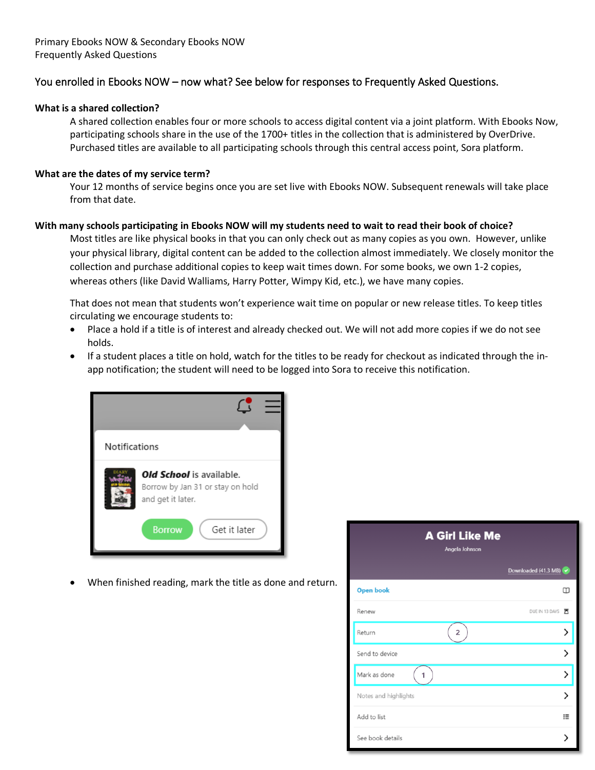Primary Ebooks NOW & Secondary Ebooks NOW
Frequently Asked Questions

You enrolled in Ebooks NOW – now what? See below for responses to Frequently Asked Questions.

**What is a shared collection?**

A shared collection enables four or more schools to access digital content via a joint platform. With Ebooks Now, participating schools share in the use of the 1700+ titles in the collection that is administered by OverDrive. Purchased titles are available to all participating schools through this central access point, Sora platform.

**What are the dates of my service term?**

Your 12 months of service begins once you are set live with Ebooks NOW. Subsequent renewals will take place from that date.

**With many schools participating in Ebooks NOW will my students need to wait to read their book of choice?**

Most titles are like physical books in that you can only check out as many copies as you own. However, unlike your physical library, digital content can be added to the collection almost immediately. We closely monitor the collection and purchase additional copies to keep wait times down. For some books, we own 1-2 copies, whereas others (like David Walliams, Harry Potter, Wimpy Kid, etc.), we have many copies.

That does not mean that students won't experience wait time on popular or new release titles. To keep titles circulating we encourage students to:

- Place a hold if a title is of interest and already checked out. We will not add more copies if we do not see holds.
- If a student places a title on hold, watch for the titles to be ready for checkout as indicated through the in-app notification; the student will need to be logged into Sora to receive this notification.
- When finished reading, mark the title as done and return.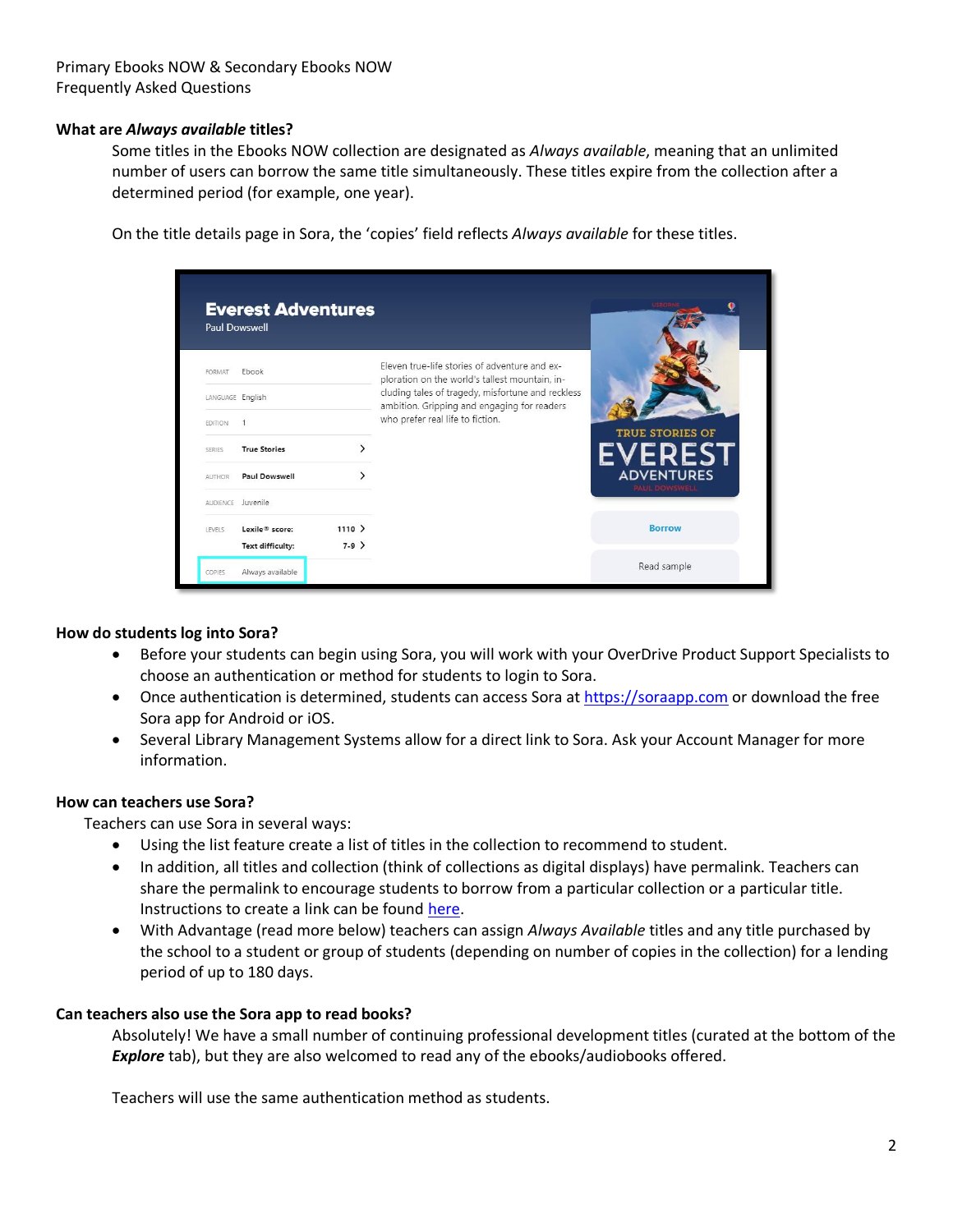### What are *Always available* titles?

Some titles in the Ebooks NOW collection are designated as *Always available*, meaning that an unlimited number of users can borrow the same title simultaneously. These titles expire from the collection after a determined period (for example, one year).

On the title details page in Sora, the 'copies' field reflects *Always available* for these titles.

### How do students log into Sora?

- Before your students can begin using Sora, you will work with your OverDrive Product Support Specialists to choose an authentication or method for students to login to Sora.
- Once authentication is determined, students can access Sora at [https://soraapp.com](https://soraapp.com) or download the free Sora app for Android or iOS.
- Several Library Management Systems allow for a direct link to Sora. Ask your Account Manager for more information.

### How can teachers use Sora?

Teachers can use Sora in several ways:

- Using the list feature create a list of titles in the collection to recommend to student.
- In addition, all titles and collection (think of collections as digital displays) have permalink. Teachers can share the permalink to encourage students to borrow from a particular collection or a particular title. Instructions to create a link can be found here.
- With Advantage (read more below) teachers can assign *Always Available* titles and any title purchased by the school to a student or group of students (depending on number of copies in the collection) for a lending period of up to 180 days.

### Can teachers also use the Sora app to read books?

Absolutely! We have a small number of continuing professional development titles (curated at the bottom of the ***Explore*** tab), but they are also welcomed to read any of the ebooks/audiobooks offered.

Teachers will use the same authentication method as students.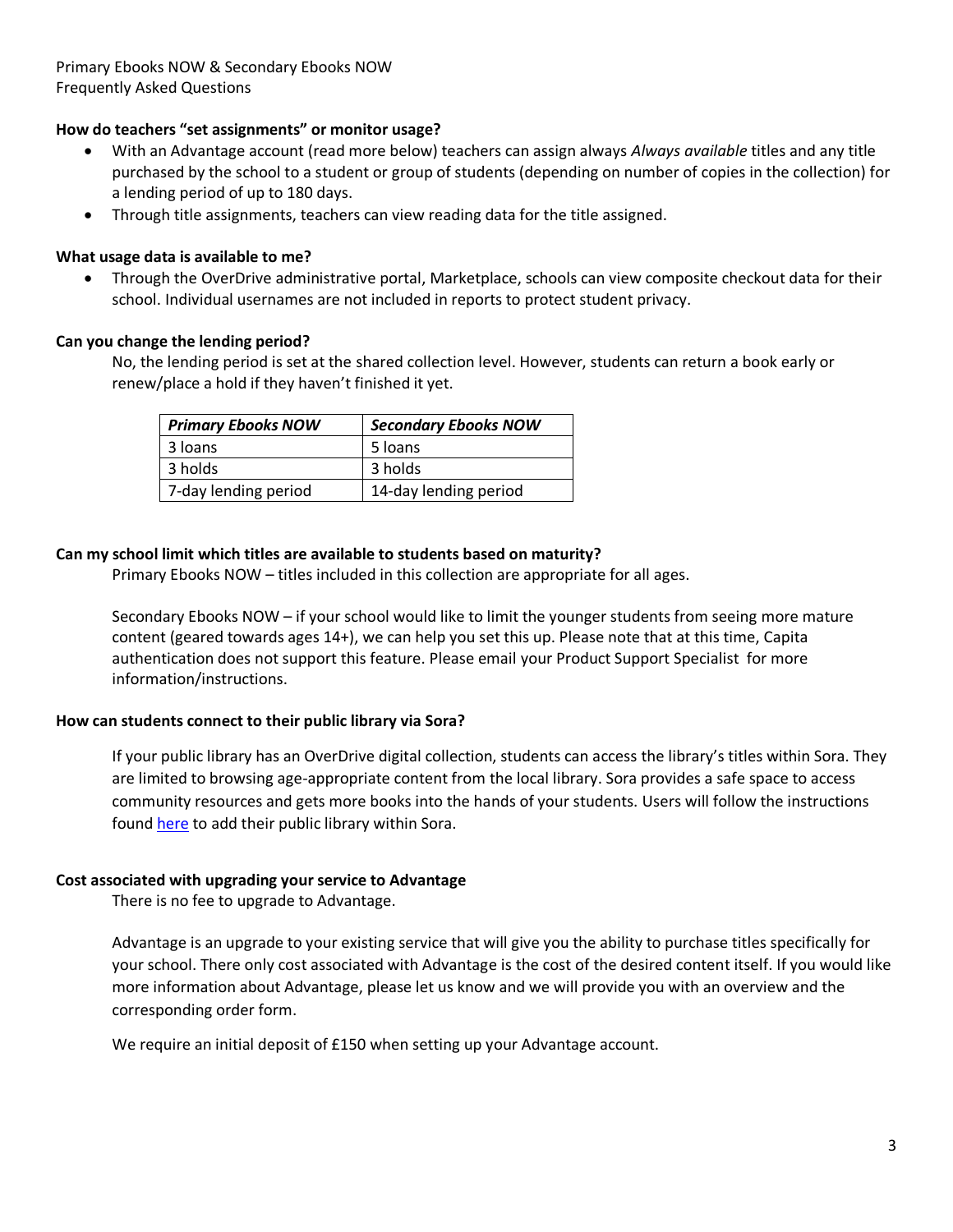Primary Ebooks NOW & Secondary Ebooks NOW
Frequently Asked Questions

**How do teachers "set assignments" or monitor usage?**

- With an Advantage account (read more below) teachers can assign always *Always available* titles and any title purchased by the school to a student or group of students (depending on number of copies in the collection) for a lending period of up to 180 days.
- Through title assignments, teachers can view reading data for the title assigned.

**What usage data is available to me?**

- Through the OverDrive administrative portal, Marketplace, schools can view composite checkout data for their school. Individual usernames are not included in reports to protect student privacy.

**Can you change the lending period?**

No, the lending period is set at the shared collection level. However, students can return a book early or renew/place a hold if they haven't finished it yet.

| ***Primary Ebooks NOW*** | ***Secondary Ebooks NOW*** |
|---|---|
| 3 loans | 5 loans |
| 3 holds | 3 holds |
| 7-day lending period | 14-day lending period |

**Can my school limit which titles are available to students based on maturity?**

Primary Ebooks NOW – titles included in this collection are appropriate for all ages.

Secondary Ebooks NOW – if your school would like to limit the younger students from seeing more mature content (geared towards ages 14+), we can help you set this up. Please note that at this time, Capita authentication does not support this feature. Please email your Product Support Specialist for more information/instructions.

**How can students connect to their public library via Sora?**

If your public library has an OverDrive digital collection, students can access the library's titles within Sora. They are limited to browsing age-appropriate content from the local library. Sora provides a safe space to access community resources and gets more books into the hands of your students. Users will follow the instructions found here to add their public library within Sora.

**Cost associated with upgrading your service to Advantage**

There is no fee to upgrade to Advantage.

Advantage is an upgrade to your existing service that will give you the ability to purchase titles specifically for your school. There only cost associated with Advantage is the cost of the desired content itself. If you would like more information about Advantage, please let us know and we will provide you with an overview and the corresponding order form.

We require an initial deposit of £150 when setting up your Advantage account.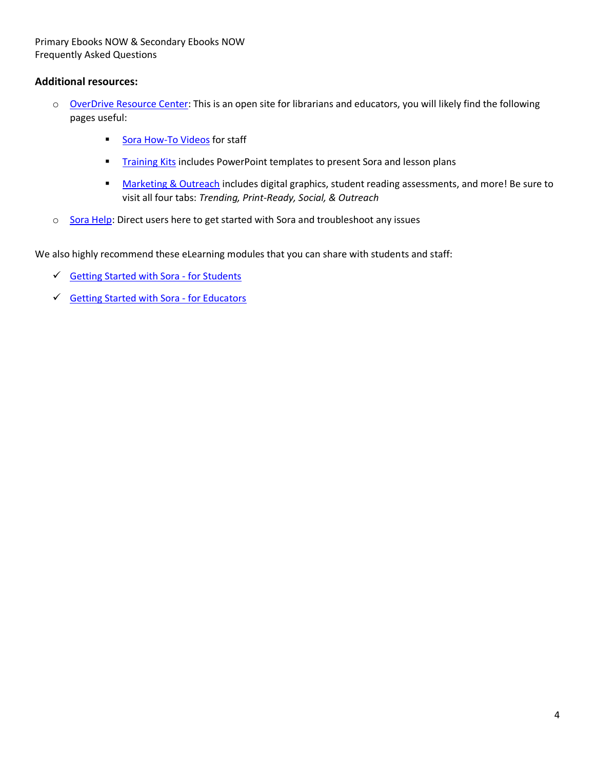**Additional resources:**

- OverDrive Resource Center: This is an open site for librarians and educators, you will likely find the following pages useful:
  - Sora How-To Videos for staff
  - Training Kits includes PowerPoint templates to present Sora and lesson plans
  - Marketing & Outreach includes digital graphics, student reading assessments, and more! Be sure to visit all four tabs: *Trending, Print-Ready, Social, & Outreach*
- Sora Help: Direct users here to get started with Sora and troubleshoot any issues

We also highly recommend these eLearning modules that you can share with students and staff:

- ✓ Getting Started with Sora - for Students
- ✓ Getting Started with Sora - for Educators